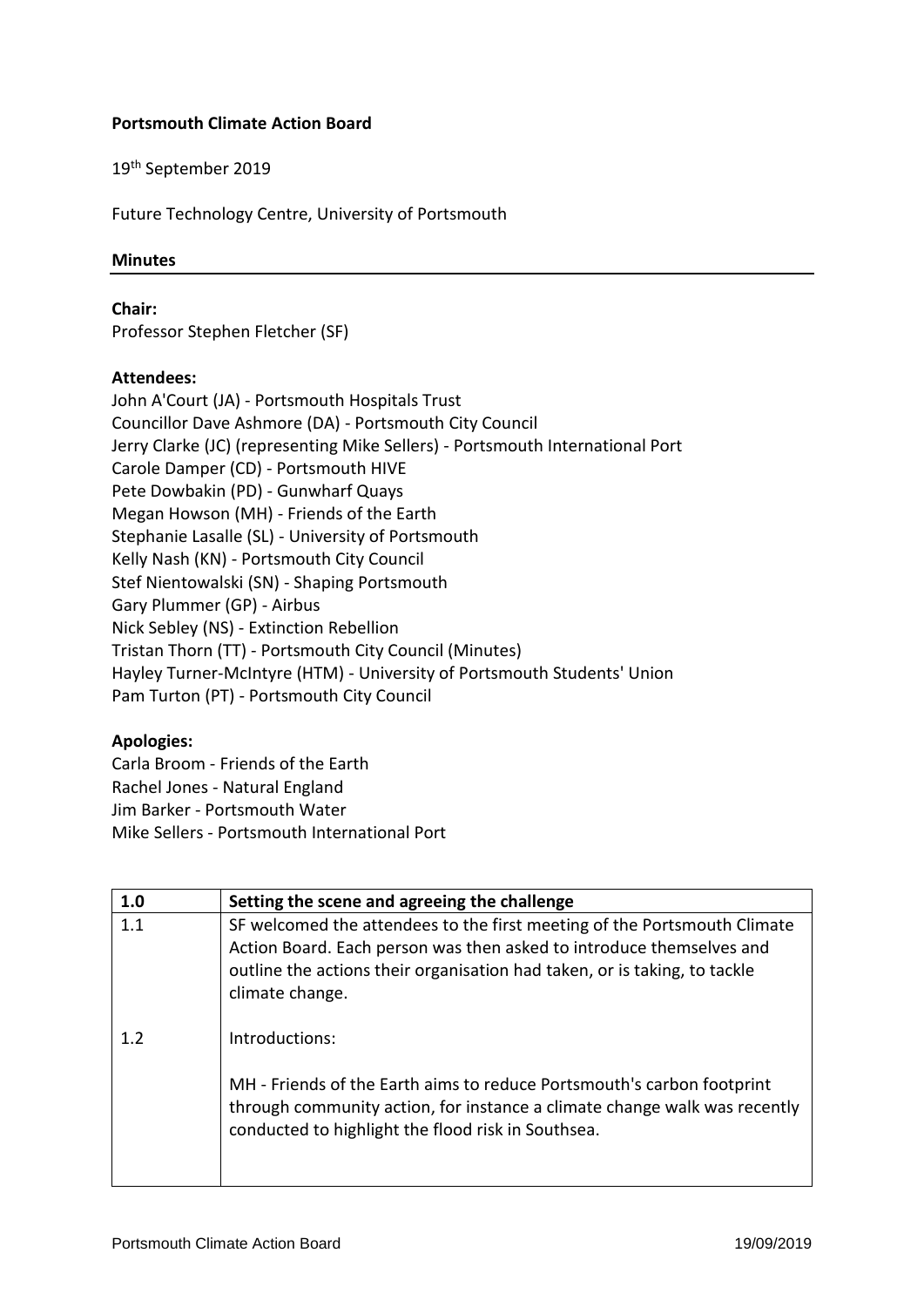**Portsmouth Climate Action Board**

19th September 2019

Future Technology Centre, University of Portsmouth

**Minutes**

**Chair:**
Professor Stephen Fletcher (SF)

**Attendees:**
John A'Court (JA) - Portsmouth Hospitals Trust
Councillor Dave Ashmore (DA) - Portsmouth City Council
Jerry Clarke (JC) (representing Mike Sellers) - Portsmouth International Port
Carole Damper (CD) - Portsmouth HIVE
Pete Dowbakin (PD) - Gunwharf Quays
Megan Howson (MH) - Friends of the Earth
Stephanie Lasalle (SL) - University of Portsmouth
Kelly Nash (KN) - Portsmouth City Council
Stef Nientowalski (SN) - Shaping Portsmouth
Gary Plummer (GP) - Airbus
Nick Sebley (NS) - Extinction Rebellion
Tristan Thorn (TT) - Portsmouth City Council (Minutes)
Hayley Turner-McIntyre (HTM) - University of Portsmouth Students' Union
Pam Turton (PT) - Portsmouth City Council

**Apologies:**
Carla Broom - Friends of the Earth
Rachel Jones - Natural England
Jim Barker - Portsmouth Water
Mike Sellers - Portsmouth International Port

| 1.0 | Setting the scene and agreeing the challenge |
|---|---|
| 1.1 | SF welcomed the attendees to the first meeting of the Portsmouth Climate Action Board. Each person was then asked to introduce themselves and outline the actions their organisation had taken, or is taking, to tackle climate change. |
| 1.2 | Introductions:<br><br>MH - Friends of the Earth aims to reduce Portsmouth's carbon footprint through community action, for instance a climate change walk was recently conducted to highlight the flood risk in Southsea. |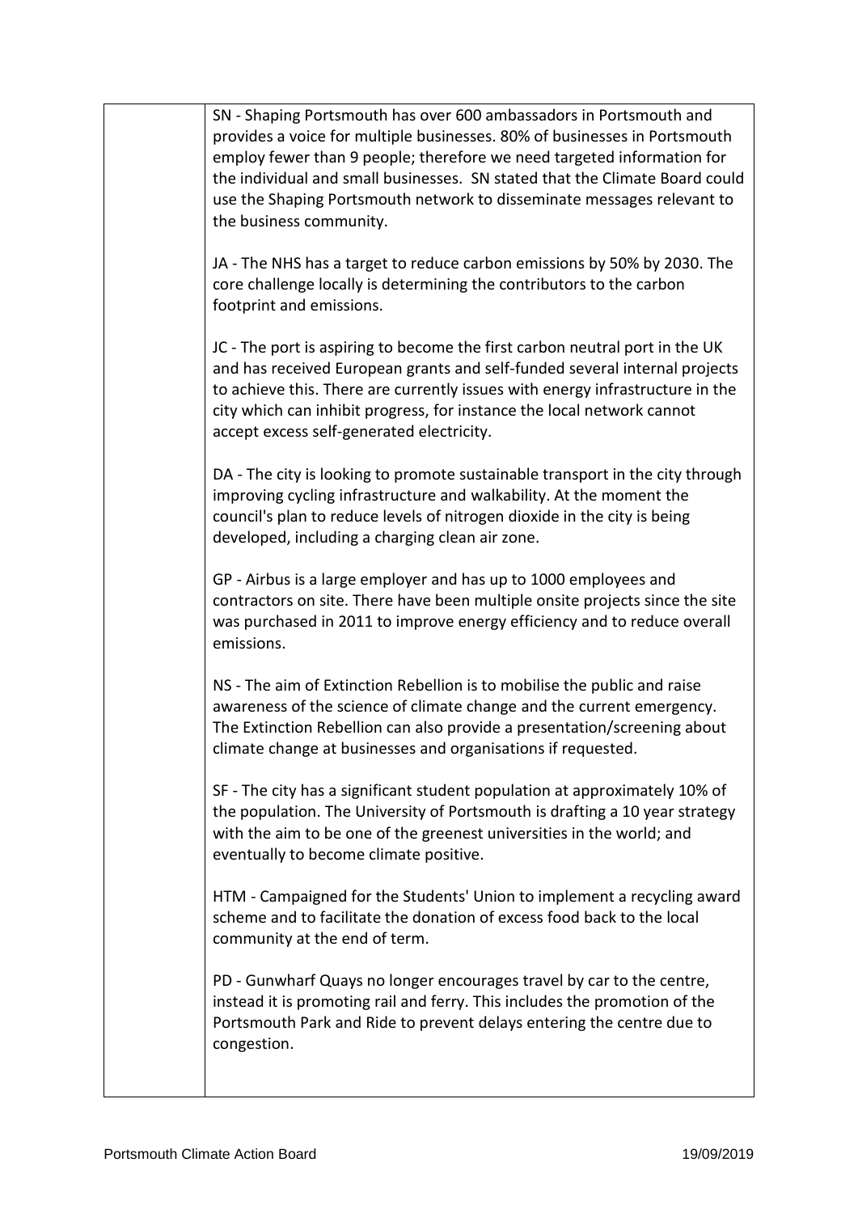|  | SN - Shaping Portsmouth has over 600 ambassadors in Portsmouth and provides a voice for multiple businesses. 80% of businesses in Portsmouth employ fewer than 9 people; therefore we need targeted information for the individual and small businesses. SN stated that the Climate Board could use the Shaping Portsmouth network to disseminate messages relevant to the business community.<br><br>JA - The NHS has a target to reduce carbon emissions by 50% by 2030. The core challenge locally is determining the contributors to the carbon footprint and emissions.<br><br>JC - The port is aspiring to become the first carbon neutral port in the UK and has received European grants and self-funded several internal projects to achieve this. There are currently issues with energy infrastructure in the city which can inhibit progress, for instance the local network cannot accept excess self-generated electricity.<br><br>DA - The city is looking to promote sustainable transport in the city through improving cycling infrastructure and walkability. At the moment the council's plan to reduce levels of nitrogen dioxide in the city is being developed, including a charging clean air zone.<br><br>GP - Airbus is a large employer and has up to 1000 employees and contractors on site. There have been multiple onsite projects since the site was purchased in 2011 to improve energy efficiency and to reduce overall emissions.<br><br>NS - The aim of Extinction Rebellion is to mobilise the public and raise awareness of the science of climate change and the current emergency. The Extinction Rebellion can also provide a presentation/screening about climate change at businesses and organisations if requested.<br><br>SF - The city has a significant student population at approximately 10% of the population. The University of Portsmouth is drafting a 10 year strategy with the aim to be one of the greenest universities in the world; and eventually to become climate positive.<br><br>HTM - Campaigned for the Students' Union to implement a recycling award scheme and to facilitate the donation of excess food back to the local community at the end of term.<br><br>PD - Gunwharf Quays no longer encourages travel by car to the centre, instead it is promoting rail and ferry. This includes the promotion of the Portsmouth Park and Ride to prevent delays entering the centre due to congestion. |
|---|---|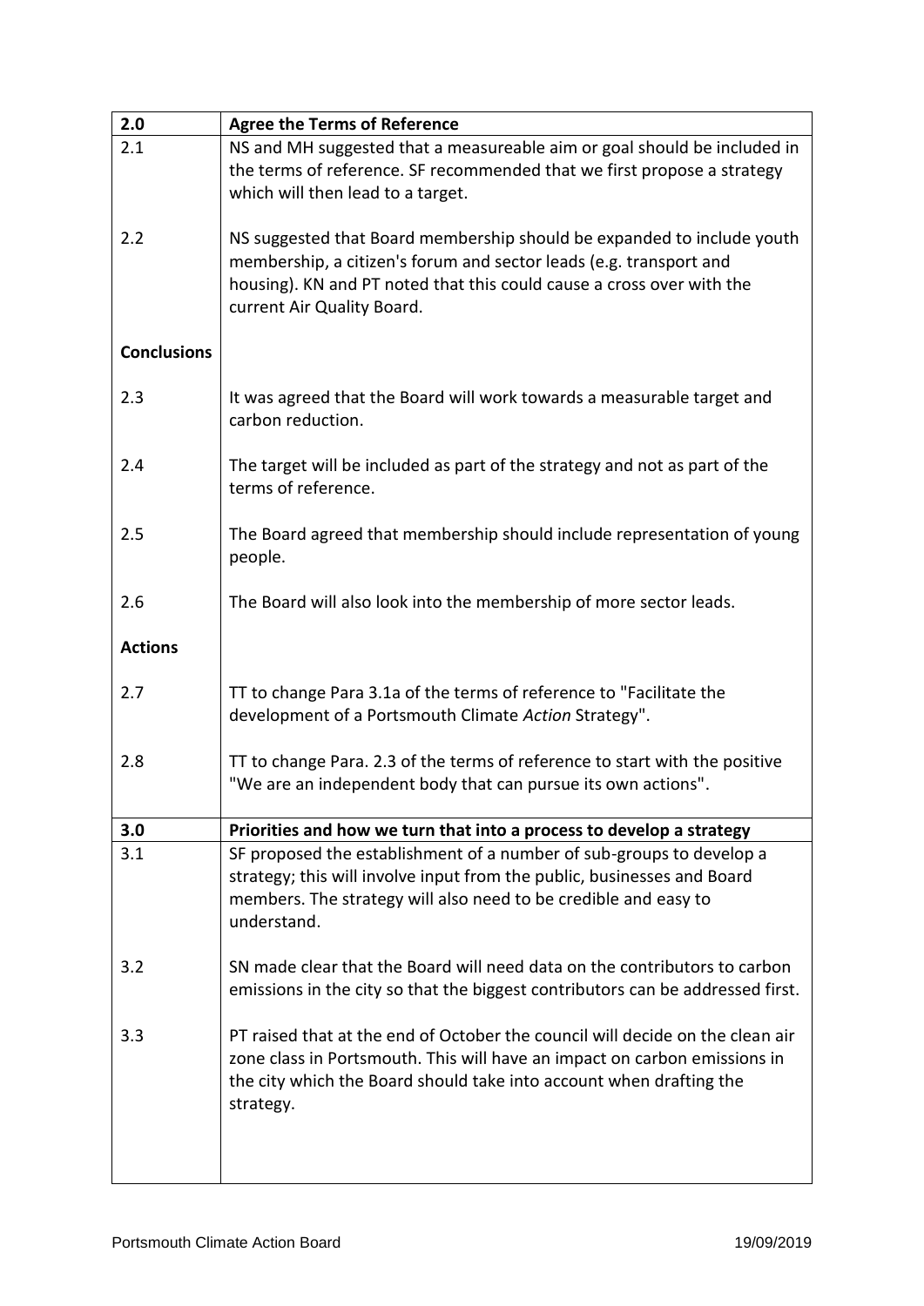| 2.0 | **Agree the Terms of Reference** |
|---|---|
| 2.1 | NS and MH suggested that a measureable aim or goal should be included in the terms of reference. SF recommended that we first propose a strategy which will then lead to a target. |
| 2.2 | NS suggested that Board membership should be expanded to include youth membership, a citizen's forum and sector leads (e.g. transport and housing). KN and PT noted that this could cause a cross over with the current Air Quality Board. |
| **Conclusions** | |
| 2.3 | It was agreed that the Board will work towards a measurable target and carbon reduction. |
| 2.4 | The target will be included as part of the strategy and not as part of the terms of reference. |
| 2.5 | The Board agreed that membership should include representation of young people. |
| 2.6 | The Board will also look into the membership of more sector leads. |
| **Actions** | |
| 2.7 | TT to change Para 3.1a of the terms of reference to "Facilitate the development of a Portsmouth Climate *Action* Strategy". |
| 2.8 | TT to change Para. 2.3 of the terms of reference to start with the positive "We are an independent body that can pursue its own actions". |
| **3.0** | **Priorities and how we turn that into a process to develop a strategy** |
| 3.1 | SF proposed the establishment of a number of sub-groups to develop a strategy; this will involve input from the public, businesses and Board members. The strategy will also need to be credible and easy to understand. |
| 3.2 | SN made clear that the Board will need data on the contributors to carbon emissions in the city so that the biggest contributors can be addressed first. |
| 3.3 | PT raised that at the end of October the council will decide on the clean air zone class in Portsmouth. This will have an impact on carbon emissions in the city which the Board should take into account when drafting the strategy. |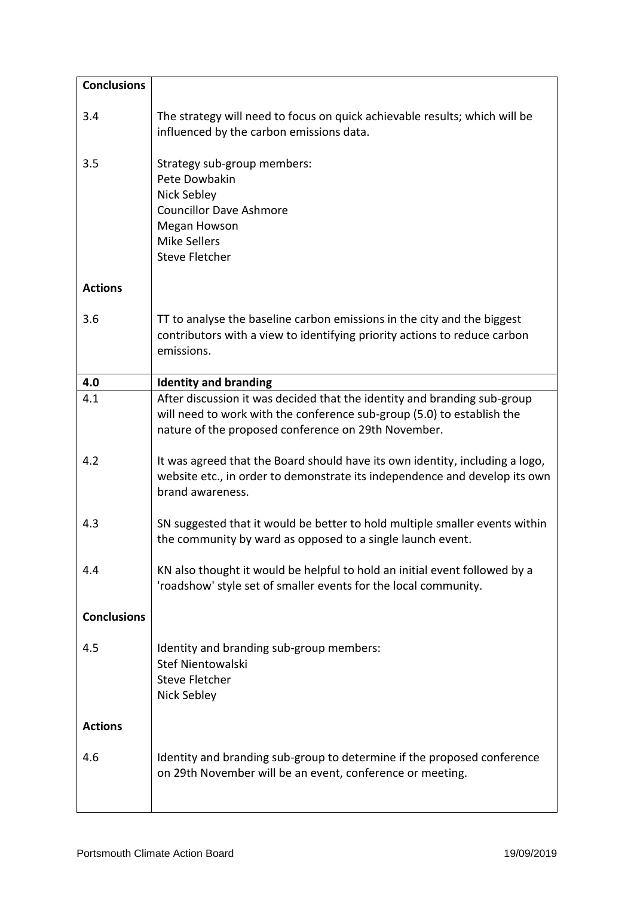| | |
|---|---|
| **Conclusions** | |
| 3.4 | The strategy will need to focus on quick achievable results; which will be influenced by the carbon emissions data. |
| 3.5 | Strategy sub-group members:<br>Pete Dowbakin<br>Nick Sebley<br>Councillor Dave Ashmore<br>Megan Howson<br>Mike Sellers<br>Steve Fletcher |
| **Actions** | |
| 3.6 | TT to analyse the baseline carbon emissions in the city and the biggest contributors with a view to identifying priority actions to reduce carbon emissions. |
| **4.0** | **Identity and branding** |
| 4.1 | After discussion it was decided that the identity and branding sub-group will need to work with the conference sub-group (5.0) to establish the nature of the proposed conference on 29th November. |
| 4.2 | It was agreed that the Board should have its own identity, including a logo, website etc., in order to demonstrate its independence and develop its own brand awareness. |
| 4.3 | SN suggested that it would be better to hold multiple smaller events within the community by ward as opposed to a single launch event. |
| 4.4 | KN also thought it would be helpful to hold an initial event followed by a 'roadshow' style set of smaller events for the local community. |
| **Conclusions** | |
| 4.5 | Identity and branding sub-group members:<br>Stef Nientowalski<br>Steve Fletcher<br>Nick Sebley |
| **Actions** | |
| 4.6 | Identity and branding sub-group to determine if the proposed conference on 29th November will be an event, conference or meeting. |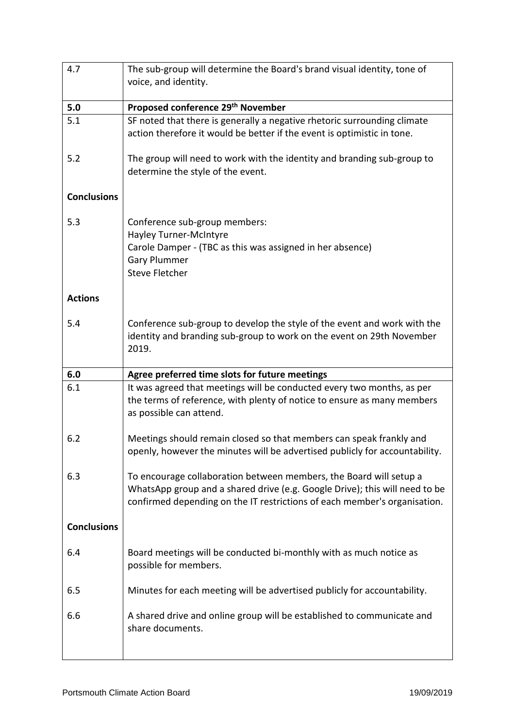| | |
|---|---|
| 4.7 | The sub-group will determine the Board's brand visual identity, tone of voice, and identity. |
| **5.0** | **Proposed conference 29th November** |
| 5.1 | SF noted that there is generally a negative rhetoric surrounding climate action therefore it would be better if the event is optimistic in tone. |
| 5.2 | The group will need to work with the identity and branding sub-group to determine the style of the event. |
| **Conclusions** | |
| 5.3 | Conference sub-group members:<br>Hayley Turner-McIntyre<br>Carole Damper - (TBC as this was assigned in her absence)<br>Gary Plummer<br>Steve Fletcher |
| **Actions** | |
| 5.4 | Conference sub-group to develop the style of the event and work with the identity and branding sub-group to work on the event on 29th November 2019. |
| **6.0** | **Agree preferred time slots for future meetings** |
| 6.1 | It was agreed that meetings will be conducted every two months, as per the terms of reference, with plenty of notice to ensure as many members as possible can attend. |
| 6.2 | Meetings should remain closed so that members can speak frankly and openly, however the minutes will be advertised publicly for accountability. |
| 6.3 | To encourage collaboration between members, the Board will setup a WhatsApp group and a shared drive (e.g. Google Drive); this will need to be confirmed depending on the IT restrictions of each member's organisation. |
| **Conclusions** | |
| 6.4 | Board meetings will be conducted bi-monthly with as much notice as possible for members. |
| 6.5 | Minutes for each meeting will be advertised publicly for accountability. |
| 6.6 | A shared drive and online group will be established to communicate and share documents. |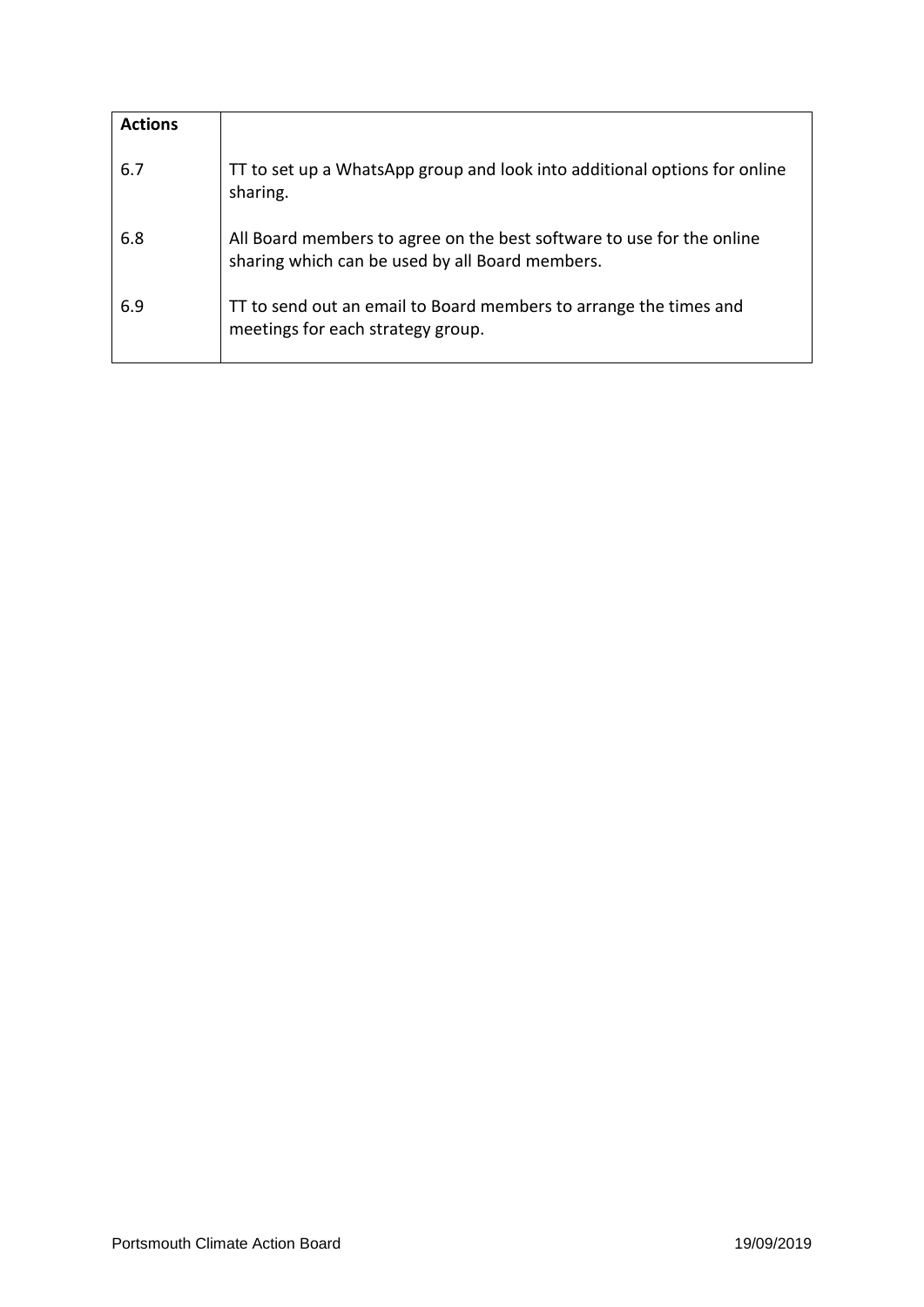| **Actions** | |
|---|---|
| 6.7 | TT to set up a WhatsApp group and look into additional options for online sharing. |
| 6.8 | All Board members to agree on the best software to use for the online sharing which can be used by all Board members. |
| 6.9 | TT to send out an email to Board members to arrange the times and meetings for each strategy group. |